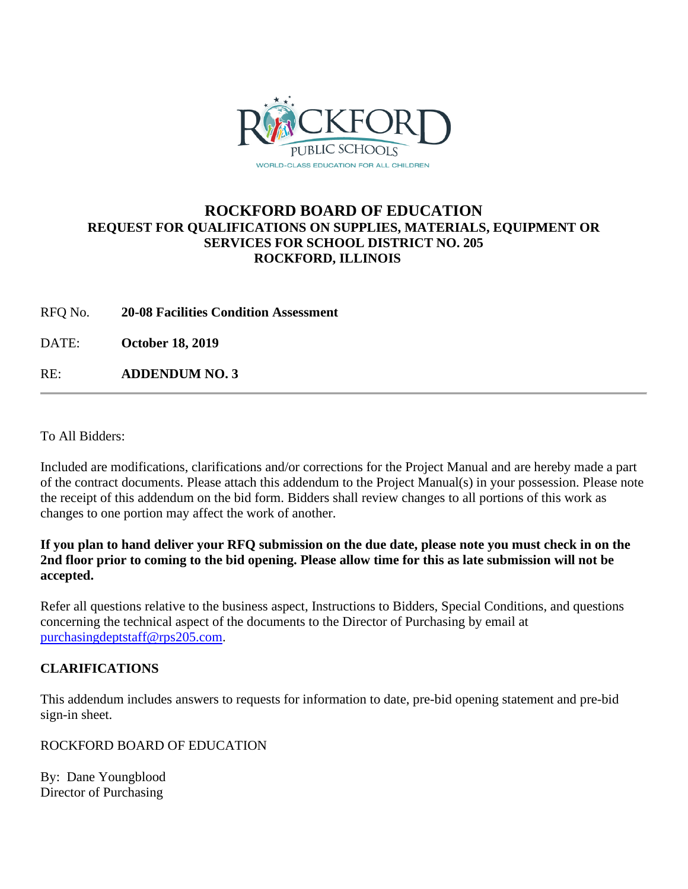ROCKFORD PUBLIC SCHOOLS

WORLD-CLASS EDUCATION FOR ALL CHILDREN

# ROCKFORD BOARD OF EDUCATION

## REQUEST FOR QUALIFICATIONS ON SUPPLIES, MATERIALS, EQUIPMENT OR SERVICES FOR SCHOOL DISTRICT NO. 205
## ROCKFORD, ILLINOIS

RFQ No. **20-08 Facilities Condition Assessment**

DATE: **October 18, 2019**

RE: **ADDENDUM NO. 3**

---

To All Bidders:

Included are modifications, clarifications and/or corrections for the Project Manual and are hereby made a part of the contract documents. Please attach this addendum to the Project Manual(s) in your possession. Please note the receipt of this addendum on the bid form. Bidders shall review changes to all portions of this work as changes to one portion may affect the work of another.

**If you plan to hand deliver your RFQ submission on the due date, please note you must check in on the 2nd floor prior to coming to the bid opening. Please allow time for this as late submission will not be accepted.**

Refer all questions relative to the business aspect, Instructions to Bidders, Special Conditions, and questions concerning the technical aspect of the documents to the Director of Purchasing by email at purchasingdeptstaff@rps205.com.

**CLARIFICATIONS**

This addendum includes answers to requests for information to date, pre-bid opening statement and pre-bid sign-in sheet.

ROCKFORD BOARD OF EDUCATION

By: Dane Youngblood
Director of Purchasing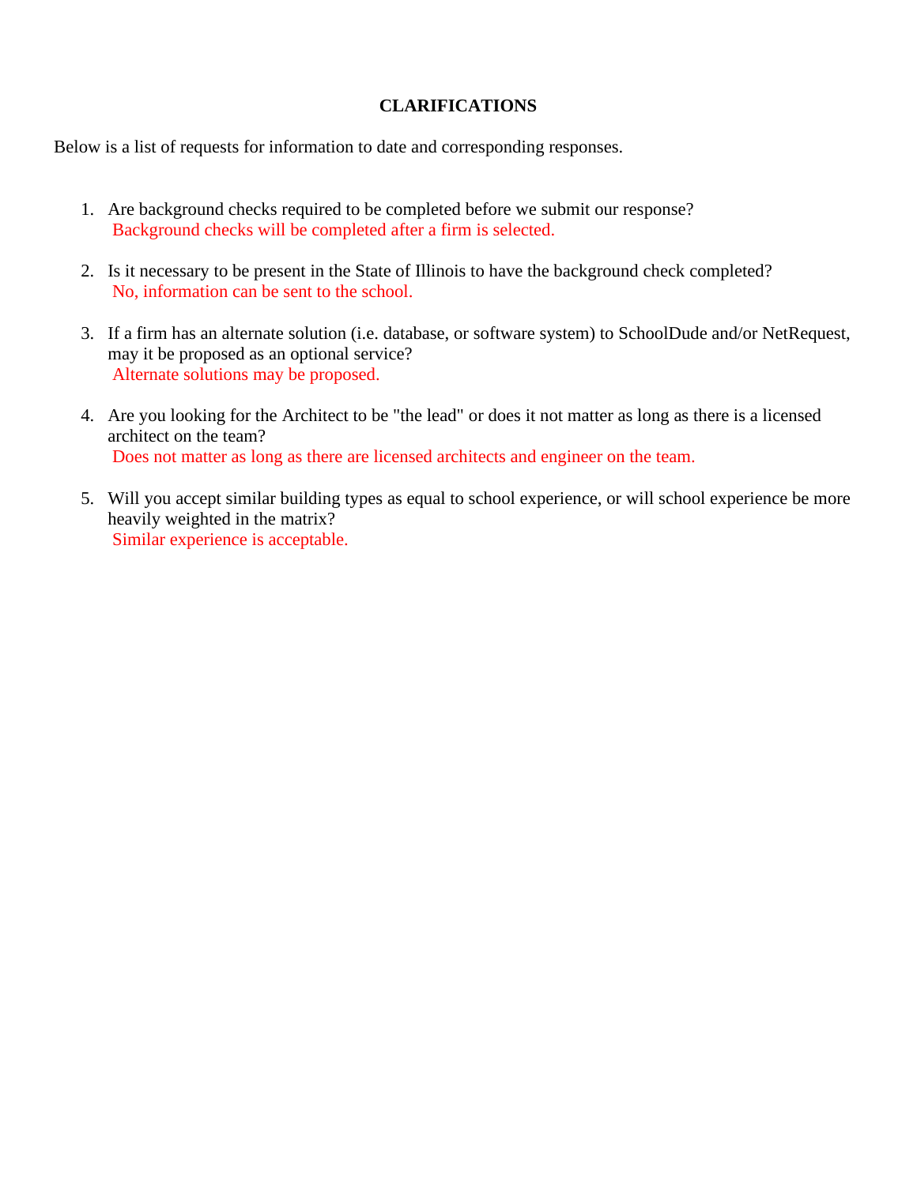# CLARIFICATIONS

Below is a list of requests for information to date and corresponding responses.

1. Are background checks required to be completed before we submit our response?
   Background checks will be completed after a firm is selected.

2. Is it necessary to be present in the State of Illinois to have the background check completed?
   No, information can be sent to the school.

3. If a firm has an alternate solution (i.e. database, or software system) to SchoolDude and/or NetRequest, may it be proposed as an optional service?
   Alternate solutions may be proposed.

4. Are you looking for the Architect to be "the lead" or does it not matter as long as there is a licensed architect on the team?
   Does not matter as long as there are licensed architects and engineer on the team.

5. Will you accept similar building types as equal to school experience, or will school experience be more heavily weighted in the matrix?
   Similar experience is acceptable.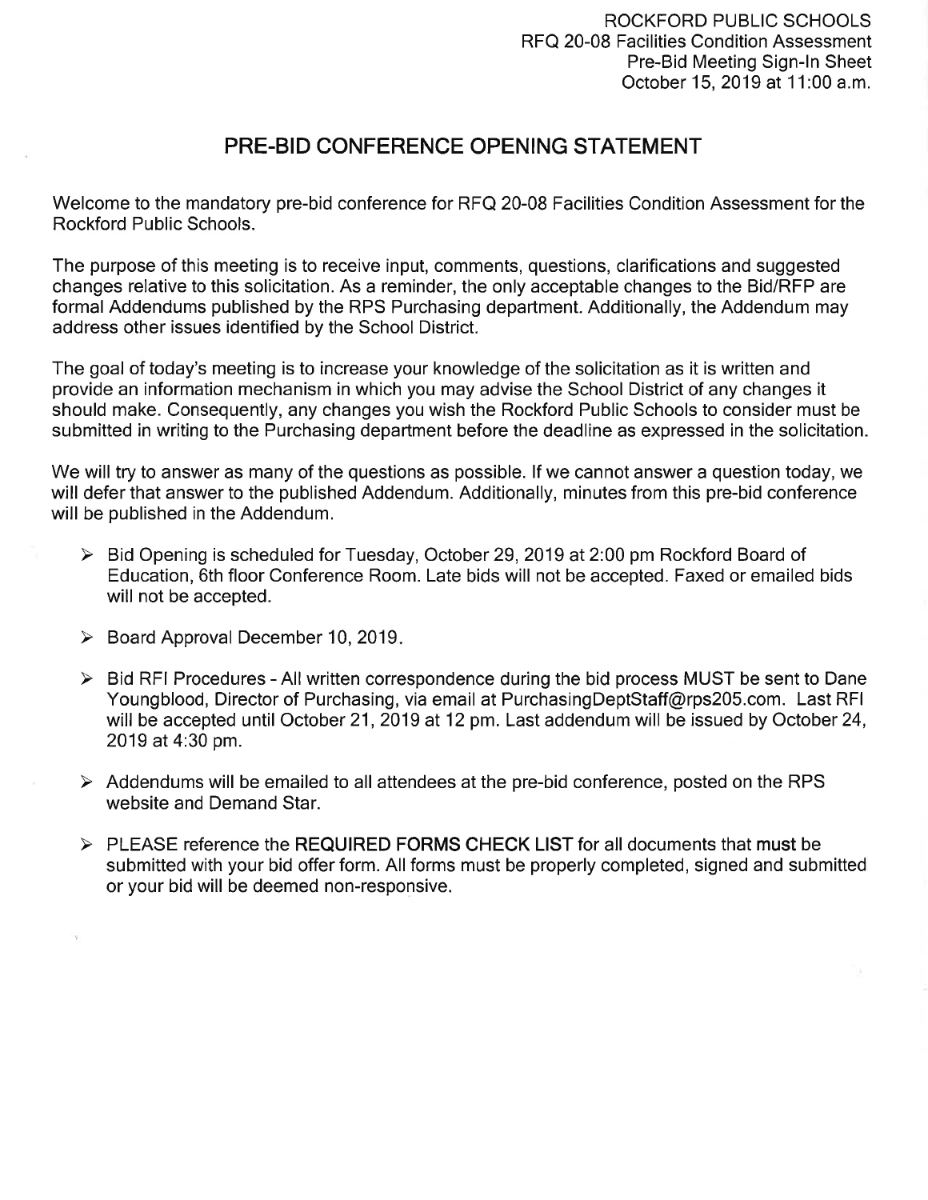ROCKFORD PUBLIC SCHOOLS
RFQ 20-08 Facilities Condition Assessment
Pre-Bid Meeting Sign-In Sheet
October 15, 2019 at 11:00 a.m.

# PRE-BID CONFERENCE OPENING STATEMENT

Welcome to the mandatory pre-bid conference for RFQ 20-08 Facilities Condition Assessment for the Rockford Public Schools.

The purpose of this meeting is to receive input, comments, questions, clarifications and suggested changes relative to this solicitation. As a reminder, the only acceptable changes to the Bid/RFP are formal Addendums published by the RPS Purchasing department. Additionally, the Addendum may address other issues identified by the School District.

The goal of today's meeting is to increase your knowledge of the solicitation as it is written and provide an information mechanism in which you may advise the School District of any changes it should make. Consequently, any changes you wish the Rockford Public Schools to consider must be submitted in writing to the Purchasing department before the deadline as expressed in the solicitation.

We will try to answer as many of the questions as possible. If we cannot answer a question today, we will defer that answer to the published Addendum. Additionally, minutes from this pre-bid conference will be published in the Addendum.

- Bid Opening is scheduled for Tuesday, October 29, 2019 at 2:00 pm Rockford Board of Education, 6th floor Conference Room. Late bids will not be accepted. Faxed or emailed bids will not be accepted.
- Board Approval December 10, 2019.
- Bid RFI Procedures - All written correspondence during the bid process MUST be sent to Dane Youngblood, Director of Purchasing, via email at PurchasingDeptStaff@rps205.com. Last RFI will be accepted until October 21, 2019 at 12 pm. Last addendum will be issued by October 24, 2019 at 4:30 pm.
- Addendums will be emailed to all attendees at the pre-bid conference, posted on the RPS website and Demand Star.
- PLEASE reference the **REQUIRED FORMS CHECK LIST** for all documents that **must** be submitted with your bid offer form. All forms must be properly completed, signed and submitted or your bid will be deemed non-responsive.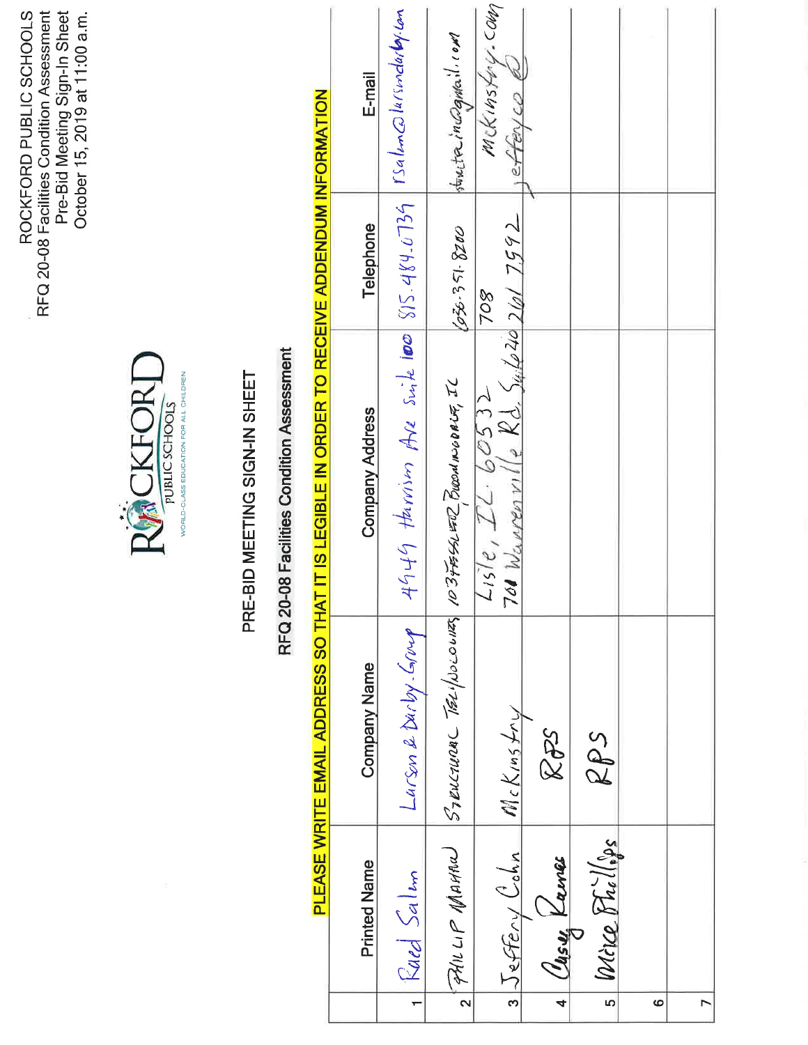ROCKFORD PUBLIC SCHOOLS
RFQ 20-08 Facilities Condition Assessment
Pre-Bid Meeting Sign-In Sheet
October 15, 2019 at 11:00 a.m.

ROCKFORD PUBLIC SCHOOLS
WORLD-CLASS EDUCATION FOR ALL CHILDREN

# PRE-BID MEETING SIGN-IN SHEET

## RFQ 20-08 Facilities Condition Assessment

**PLEASE WRITE EMAIL ADDRESS SO THAT IT IS LEGIBLE IN ORDER TO RECEIVE ADDENDUM INFORMATION**

| | Printed Name | Company Name | Company Address | Telephone | E-mail |
|---|---|---|---|---|---|
| 1 | Raed Salem | Larson & Darby Group | 4949 Harrison Ave Suite 100 | 815.484.0739 | rsalem@larsondarby.com |
| 2 | PHILLIP MAHAN | STRUCTURAL TECH/NOCOURSE | 1037 ESSLER, BLOOMINGDALE, IL | 630-351-8200 | structuralin@gmail.com |
| 3 | Jeffery Cohn | McKinstry | Lisle, IL 60532 701 Warrenville Rd, Suite 210 | 708 201 7592 | McKinstry.com jefferyco@ |
| 4 | Casey Raines | RPS | | | |
| 5 | Mike Phillips | RPS | | | |
| 6 | | | | | |
| 7 | | | | | |